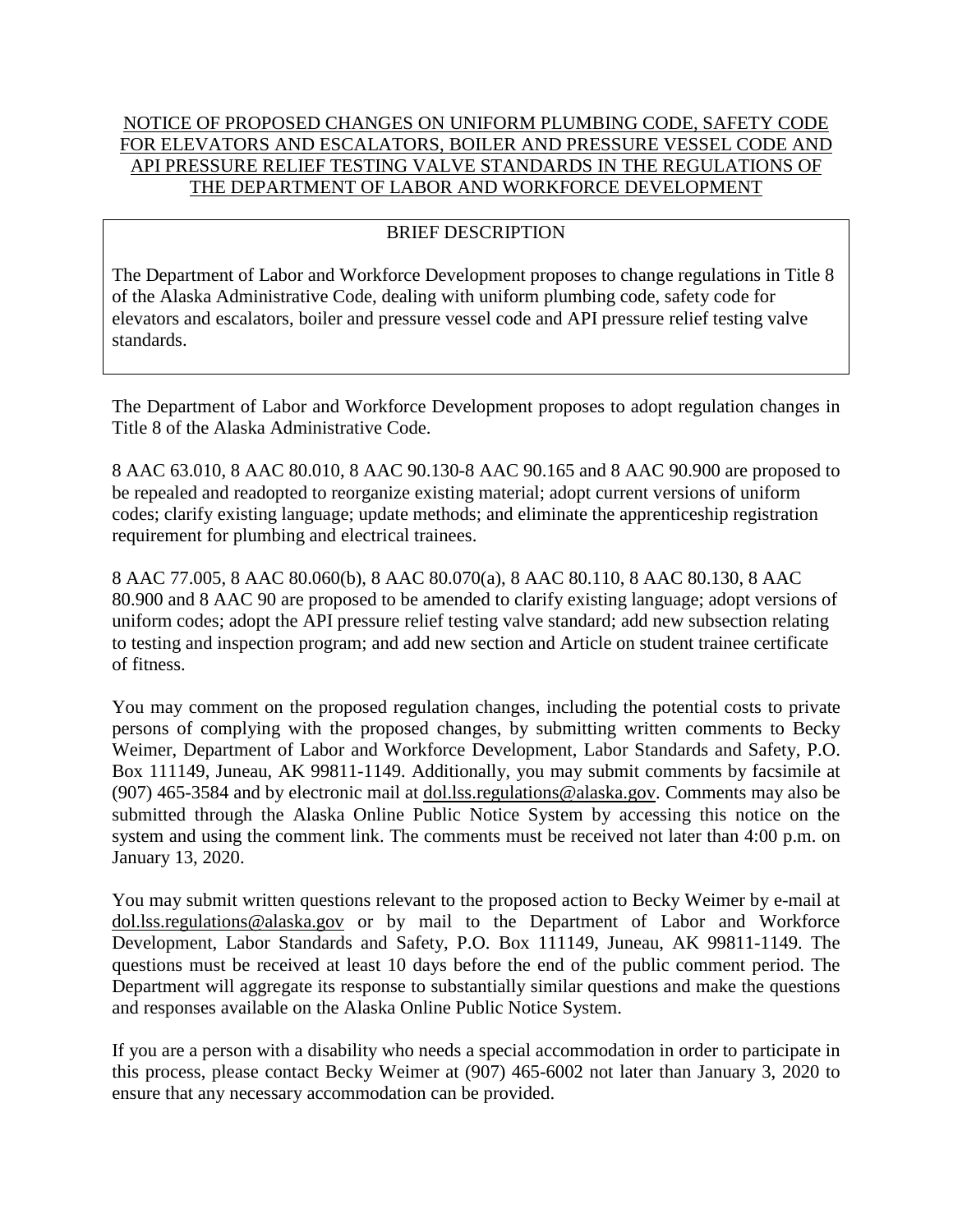# NOTICE OF PROPOSED CHANGES ON UNIFORM PLUMBING CODE, SAFETY CODE FOR ELEVATORS AND ESCALATORS, BOILER AND PRESSURE VESSEL CODE AND API PRESSURE RELIEF TESTING VALVE STANDARDS IN THE REGULATIONS OF THE DEPARTMENT OF LABOR AND WORKFORCE DEVELOPMENT

## BRIEF DESCRIPTION

The Department of Labor and Workforce Development proposes to change regulations in Title 8 of the Alaska Administrative Code, dealing with uniform plumbing code, safety code for elevators and escalators, boiler and pressure vessel code and API pressure relief testing valve standards.

---

The Department of Labor and Workforce Development proposes to adopt regulation changes in Title 8 of the Alaska Administrative Code.

8 AAC 63.010, 8 AAC 80.010, 8 AAC 90.130-8 AAC 90.165 and 8 AAC 90.900 are proposed to be repealed and readopted to reorganize existing material; adopt current versions of uniform codes; clarify existing language; update methods; and eliminate the apprenticeship registration requirement for plumbing and electrical trainees.

8 AAC 77.005, 8 AAC 80.060(b), 8 AAC 80.070(a), 8 AAC 80.110, 8 AAC 80.130, 8 AAC 80.900 and 8 AAC 90 are proposed to be amended to clarify existing language; adopt versions of uniform codes; adopt the API pressure relief testing valve standard; add new subsection relating to testing and inspection program; and add new section and Article on student trainee certificate of fitness.

You may comment on the proposed regulation changes, including the potential costs to private persons of complying with the proposed changes, by submitting written comments to Becky Weimer, Department of Labor and Workforce Development, Labor Standards and Safety, P.O. Box 111149, Juneau, AK 99811-1149. Additionally, you may submit comments by facsimile at (907) 465-3584 and by electronic mail at dol.lss.regulations@alaska.gov. Comments may also be submitted through the Alaska Online Public Notice System by accessing this notice on the system and using the comment link. The comments must be received not later than 4:00 p.m. on January 13, 2020.

You may submit written questions relevant to the proposed action to Becky Weimer by e-mail at dol.lss.regulations@alaska.gov or by mail to the Department of Labor and Workforce Development, Labor Standards and Safety, P.O. Box 111149, Juneau, AK 99811-1149. The questions must be received at least 10 days before the end of the public comment period. The Department will aggregate its response to substantially similar questions and make the questions and responses available on the Alaska Online Public Notice System.

If you are a person with a disability who needs a special accommodation in order to participate in this process, please contact Becky Weimer at (907) 465-6002 not later than January 3, 2020 to ensure that any necessary accommodation can be provided.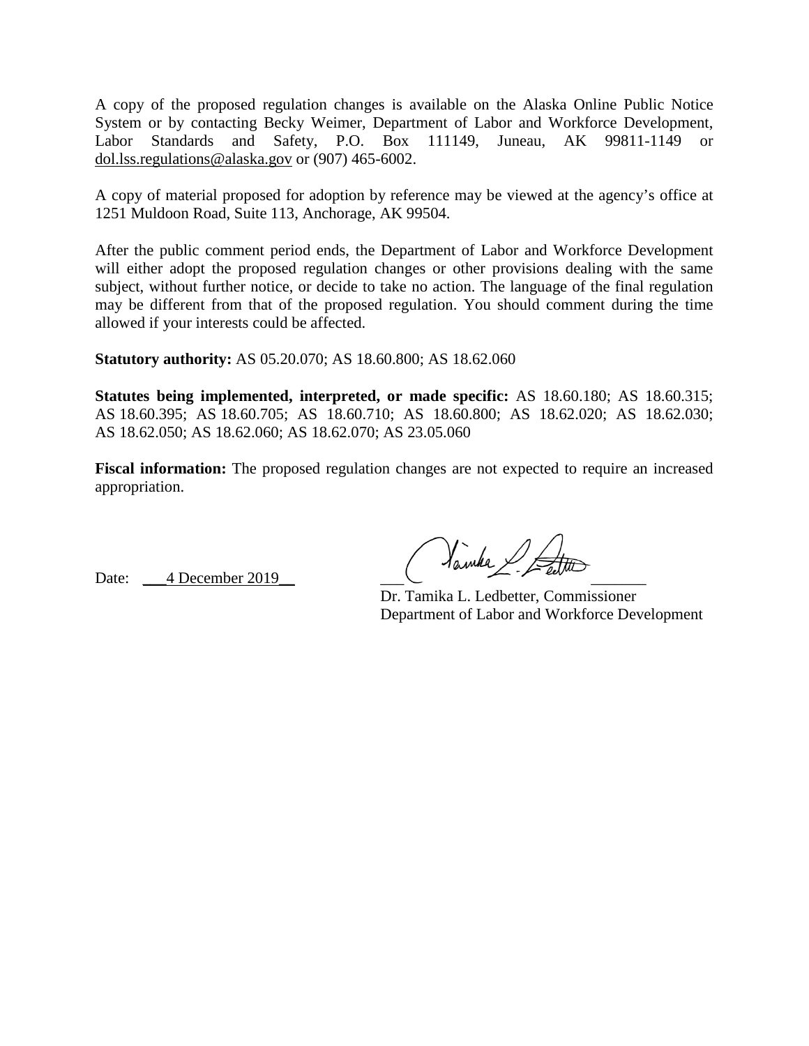A copy of the proposed regulation changes is available on the Alaska Online Public Notice System or by contacting Becky Weimer, Department of Labor and Workforce Development, Labor Standards and Safety, P.O. Box 111149, Juneau, AK 99811-1149 or dol.lss.regulations@alaska.gov or (907) 465-6002.

A copy of material proposed for adoption by reference may be viewed at the agency's office at 1251 Muldoon Road, Suite 113, Anchorage, AK 99504.

After the public comment period ends, the Department of Labor and Workforce Development will either adopt the proposed regulation changes or other provisions dealing with the same subject, without further notice, or decide to take no action. The language of the final regulation may be different from that of the proposed regulation. You should comment during the time allowed if your interests could be affected.

**Statutory authority:** AS 05.20.070; AS 18.60.800; AS 18.62.060

**Statutes being implemented, interpreted, or made specific:** AS 18.60.180; AS 18.60.315; AS 18.60.395; AS 18.60.705; AS 18.60.710; AS 18.60.800; AS 18.62.020; AS 18.62.030; AS 18.62.050; AS 18.62.060; AS 18.62.070; AS 23.05.060

**Fiscal information:** The proposed regulation changes are not expected to require an increased appropriation.

Date: ___4 December 2019__

Dr. Tamika L. Ledbetter, Commissioner
Department of Labor and Workforce Development